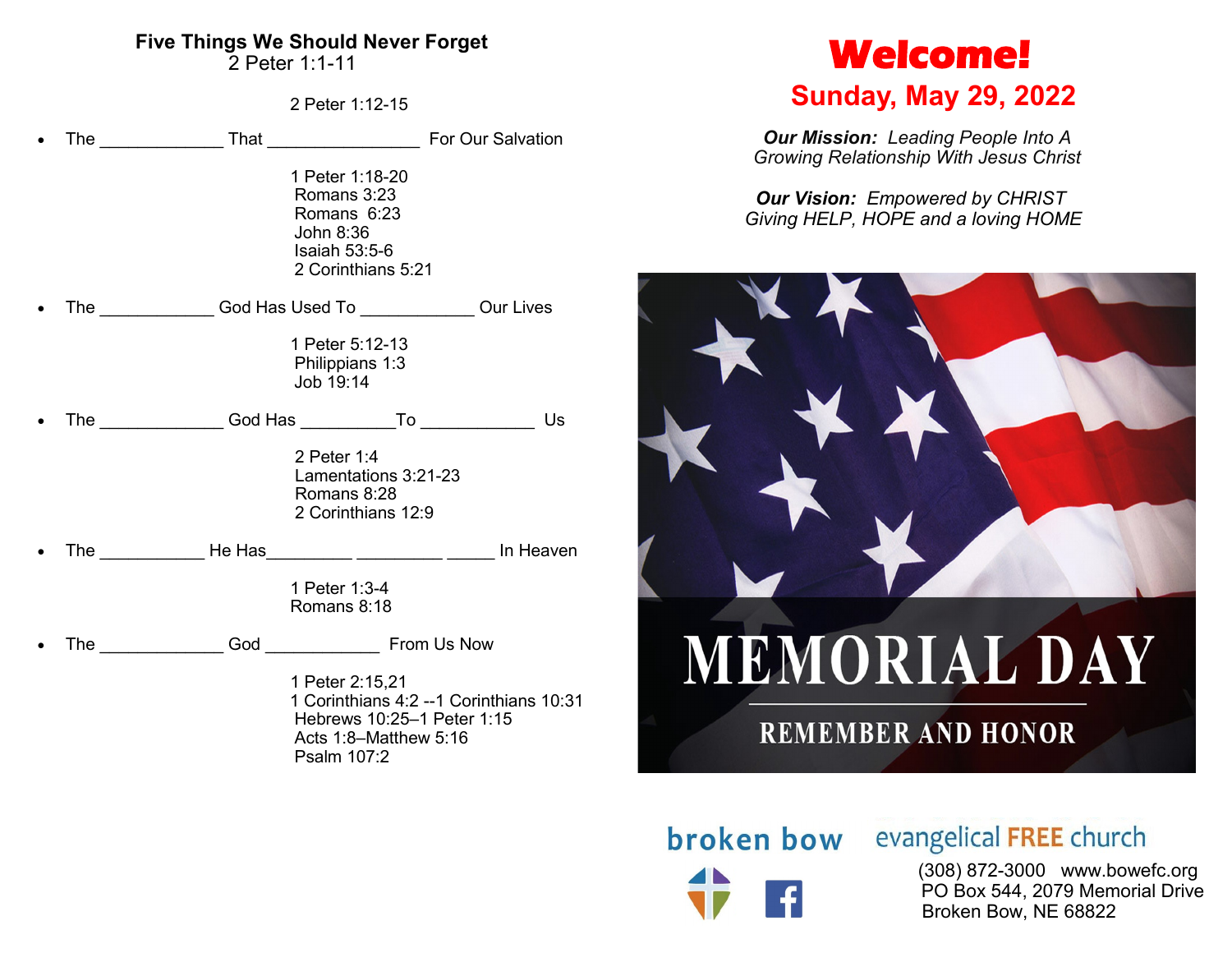**Five Things We Should Never Forget**
2 Peter 1:1-11

2 Peter 1:12-15

- The _____________ That ________________ For Our Salvation

  1 Peter 1:18-20
  Romans 3:23
  Romans 6:23
  John 8:36
  Isaiah 53:5-6
  2 Corinthians 5:21

- The ____________ God Has Used To ____________ Our Lives

  1 Peter 5:12-13
  Philippians 1:3
  Job 19:14

- The _____________ God Has __________To ____________ Us

  2 Peter 1:4
  Lamentations 3:21-23
  Romans 8:28
  2 Corinthians 12:9

- The ___________ He Has_________ _________ _____ In Heaven

  1 Peter 1:3-4
  Romans 8:18

- The _____________ God ____________ From Us Now

  1 Peter 2:15,21
  1 Corinthians 4:2 --1 Corinthians 10:31
  Hebrews 10:25–1 Peter 1:15
  Acts 1:8–Matthew 5:16
  Psalm 107:2

# Welcome!

## Sunday, May 29, 2022

***Our Mission:*** *Leading People Into A Growing Relationship With Jesus Christ*

***Our Vision:*** *Empowered by CHRIST Giving HELP, HOPE and a loving HOME*

MEMORIAL DAY

REMEMBER AND HONOR

broken bow evangelical FREE church

(308) 872-3000 www.bowefc.org
PO Box 544, 2079 Memorial Drive
Broken Bow, NE 68822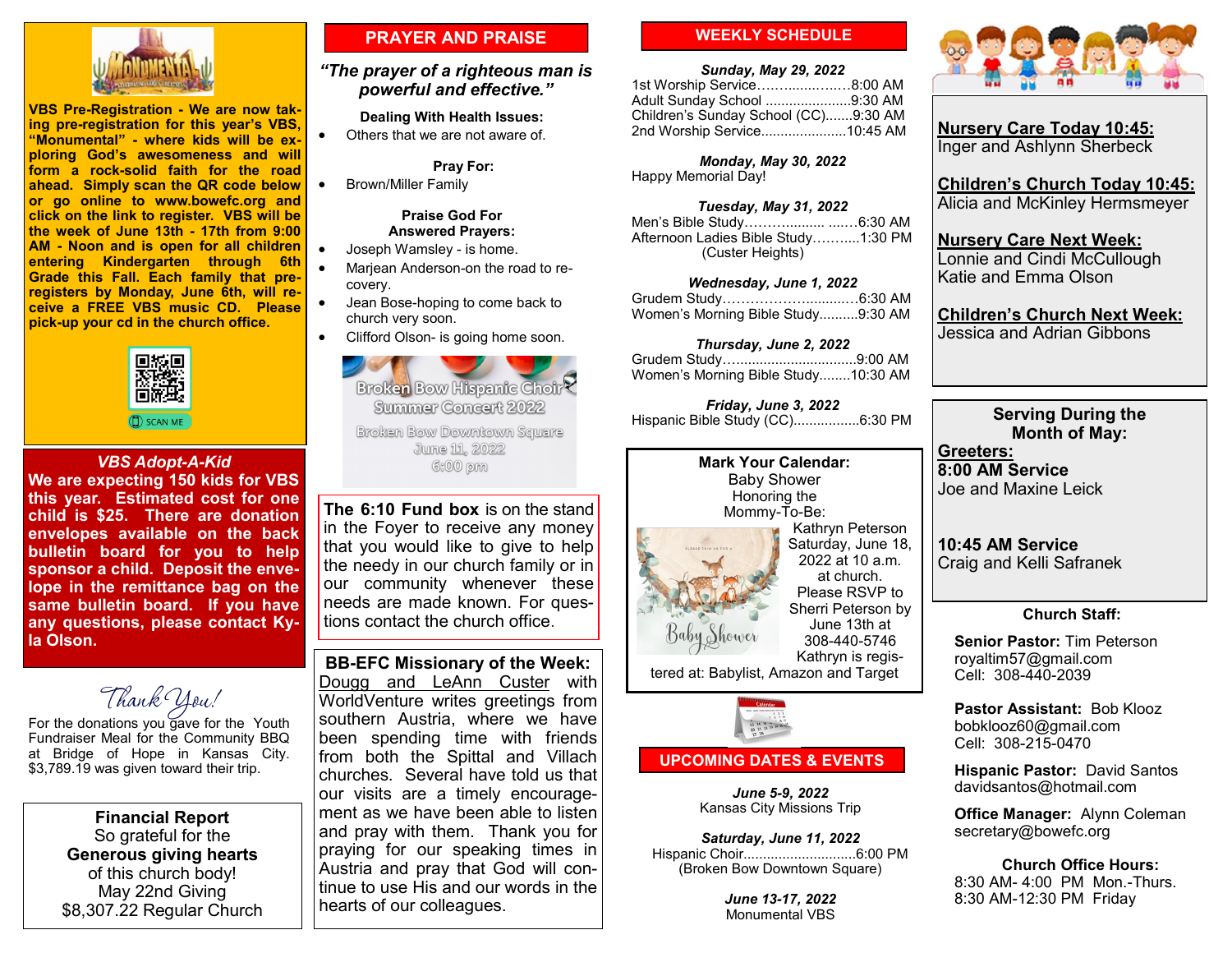VBS Pre-Registration - We are now taking pre-registration for this year's VBS, "Monumental" - where kids will be exploring God's awesomeness and will form a rock-solid faith for the road ahead. Simply scan the QR code below or go online to www.bowefc.org and click on the link to register. VBS will be the week of June 13th - 17th from 9:00 AM - Noon and is open for all children entering Kindergarten through 6th Grade this Fall. Each family that pre-registers by Monday, June 6th, will receive a FREE VBS music CD. Please pick-up your cd in the church office.

SCAN ME

***VBS Adopt-A-Kid***

**We are expecting 150 kids for VBS this year. Estimated cost for one child is $25. There are donation envelopes available on the back bulletin board for you to help sponsor a child. Deposit the envelope in the remittance bag on the same bulletin board. If you have any questions, please contact Kyla Olson.**

*Thank You!*

For the donations you gave for the Youth Fundraiser Meal for the Community BBQ at Bridge of Hope in Kansas City. $3,789.19 was given toward their trip.

**Financial Report**
So grateful for the
**Generous giving hearts**
of this church body!
May 22nd Giving
$8,307.22 Regular Church

## PRAYER AND PRAISE

***"The prayer of a righteous man is powerful and effective."***

**Dealing With Health Issues:**

- Others that we are not aware of.

**Pray For:**

- Brown/Miller Family

**Praise God For Answered Prayers:**

- Joseph Wamsley - is home.
- Marjean Anderson-on the road to recovery.
- Jean Bose-hoping to come back to church very soon.
- Clifford Olson- is going home soon.

Broken Bow Hispanic Choir Summer Concert 2022
Broken Bow Downtown Square
June 11, 2022
6:00 pm

**The 6:10 Fund box** is on the stand in the Foyer to receive any money that you would like to give to help the needy in our church family or in our community whenever these needs are made known. For questions contact the church office.

**BB-EFC Missionary of the Week:**
Dougg and LeAnn Custer with WorldVenture writes greetings from southern Austria, where we have been spending time with friends from both the Spittal and Villach churches. Several have told us that our visits are a timely encouragement as we have been able to listen and pray with them. Thank you for praying for our speaking times in Austria and pray that God will continue to use His and our words in the hearts of our colleagues.

## WEEKLY SCHEDULE

***Sunday, May 29, 2022***
1st Worship Service……….........……8:00 AM
Adult Sunday School ......................9:30 AM
Children's Sunday School (CC).......9:30 AM
2nd Worship Service......................10:45 AM

***Monday, May 30, 2022***
Happy Memorial Day!

***Tuesday, May 31, 2022***
Men's Bible Study……….......... .......6:30 AM
Afternoon Ladies Bible Study………...1:30 PM
(Custer Heights)

***Wednesday, June 1, 2022***
Grudem Study……………….............6:30 AM
Women's Morning Bible Study..........9:30 AM

***Thursday, June 2, 2022***
Grudem Study…..............................9:00 AM
Women's Morning Bible Study........10:30 AM

***Friday, June 3, 2022***
Hispanic Bible Study (CC).................6:30 PM

**Mark Your Calendar:**
Baby Shower
Honoring the
Mommy-To-Be:
Kathryn Peterson
Saturday, June 18, 2022 at 10 a.m. at church.
Please RSVP to Sherri Peterson by June 13th at 308-440-5746
Kathryn is registered at: Babylist, Amazon and Target

## UPCOMING DATES & EVENTS

***June 5-9, 2022***
Kansas City Missions Trip

***Saturday, June 11, 2022***
Hispanic Choir............................6:00 PM
(Broken Bow Downtown Square)

***June 13-17, 2022***
Monumental VBS

**Nursery Care Today 10:45:**
Inger and Ashlynn Sherbeck

**Children's Church Today 10:45:**
Alicia and McKinley Hermsmeyer

**Nursery Care Next Week:**
Lonnie and Cindi McCullough
Katie and Emma Olson

**Children's Church Next Week:**
Jessica and Adrian Gibbons

**Serving During the Month of May:**

**Greeters:**
**8:00 AM Service**
Joe and Maxine Leick

**10:45 AM Service**
Craig and Kelli Safranek

**Church Staff:**

**Senior Pastor:** Tim Peterson
royaltim57@gmail.com
Cell: 308-440-2039

**Pastor Assistant:** Bob Klooz
bobklooz60@gmail.com
Cell: 308-215-0470

**Hispanic Pastor:** David Santos
davidsantos@hotmail.com

**Office Manager:** Alynn Coleman
secretary@bowefc.org

**Church Office Hours:**
8:30 AM- 4:00 PM Mon.-Thurs.
8:30 AM-12:30 PM Friday